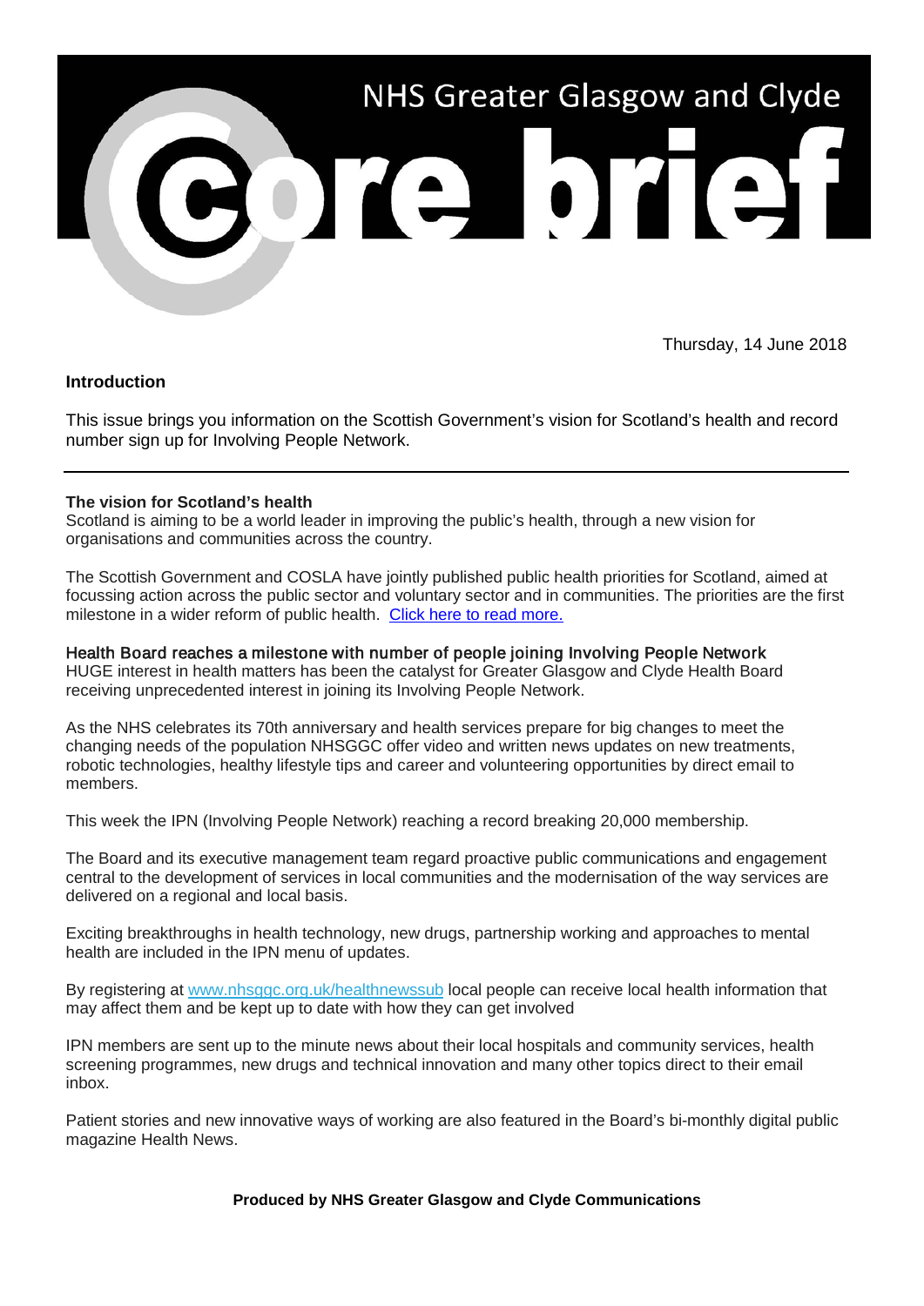# NHS Greater Glasgow and Clyde

# core brief

Thursday, 14 June 2018

**Introduction**

This issue brings you information on the Scottish Government's vision for Scotland's health and record number sign up for Involving People Network.

---

**The vision for Scotland's health**

Scotland is aiming to be a world leader in improving the public's health, through a new vision for organisations and communities across the country.

The Scottish Government and COSLA have jointly published public health priorities for Scotland, aimed at focussing action across the public sector and voluntary sector and in communities. The priorities are the first milestone in a wider reform of public health. [Click here to read more.]

**Health Board reaches a milestone with number of people joining Involving People Network**

HUGE interest in health matters has been the catalyst for Greater Glasgow and Clyde Health Board receiving unprecedented interest in joining its Involving People Network.

As the NHS celebrates its 70th anniversary and health services prepare for big changes to meet the changing needs of the population NHSGGC offer video and written news updates on new treatments, robotic technologies, healthy lifestyle tips and career and volunteering opportunities by direct email to members.

This week the IPN (Involving People Network) reaching a record breaking 20,000 membership.

The Board and its executive management team regard proactive public communications and engagement central to the development of services in local communities and the modernisation of the way services are delivered on a regional and local basis.

Exciting breakthroughs in health technology, new drugs, partnership working and approaches to mental health are included in the IPN menu of updates.

By registering at www.nhsggc.org.uk/healthnewssub local people can receive local health information that may affect them and be kept up to date with how they can get involved

IPN members are sent up to the minute news about their local hospitals and community services, health screening programmes, new drugs and technical innovation and many other topics direct to their email inbox.

Patient stories and new innovative ways of working are also featured in the Board's bi-monthly digital public magazine Health News.

**Produced by NHS Greater Glasgow and Clyde Communications**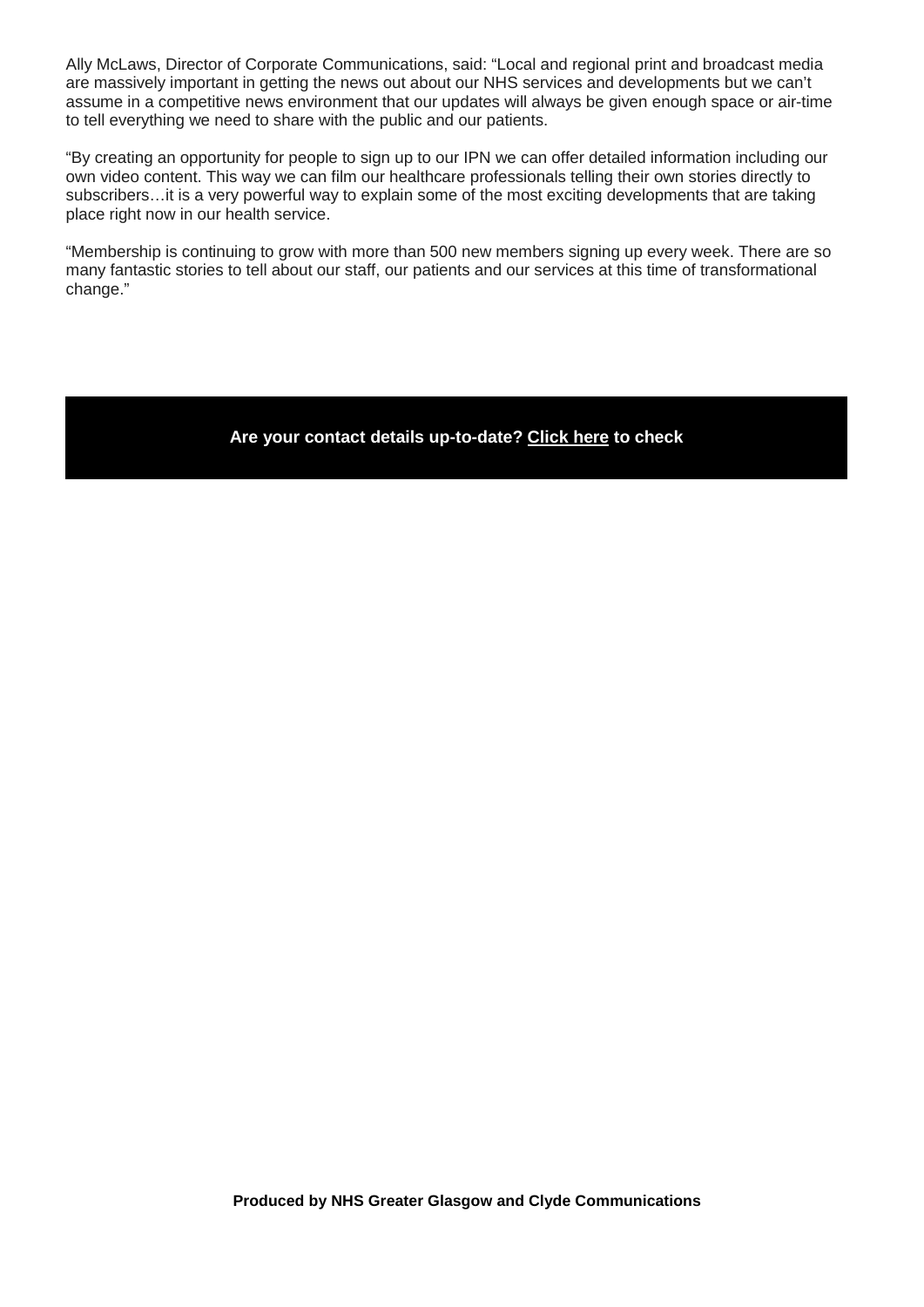Ally McLaws, Director of Corporate Communications, said: "Local and regional print and broadcast media are massively important in getting the news out about our NHS services and developments but we can't assume in a competitive news environment that our updates will always be given enough space or air-time to tell everything we need to share with the public and our patients.

"By creating an opportunity for people to sign up to our IPN we can offer detailed information including our own video content. This way we can film our healthcare professionals telling their own stories directly to subscribers…it is a very powerful way to explain some of the most exciting developments that are taking place right now in our health service.

"Membership is continuing to grow with more than 500 new members signing up every week. There are so many fantastic stories to tell about our staff, our patients and our services at this time of transformational change."

**Are your contact details up-to-date? Click here to check**

**Produced by NHS Greater Glasgow and Clyde Communications**